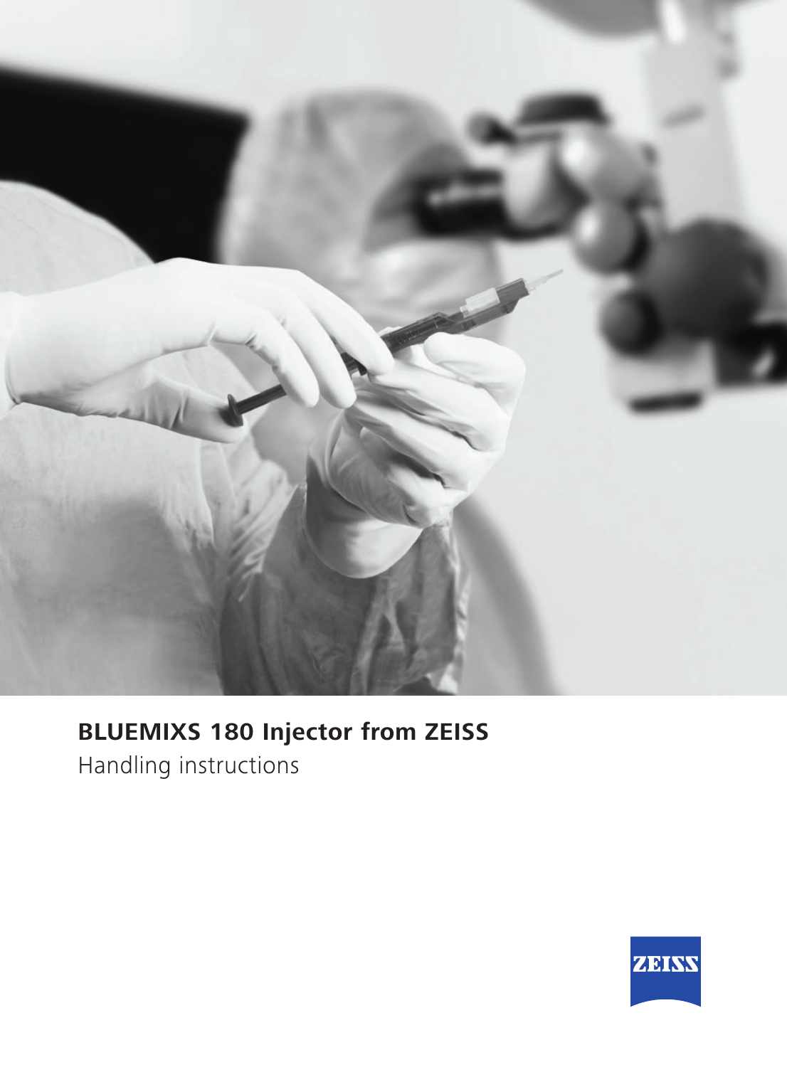# BLUEMIXS 180 Injector from ZEISS

Handling instructions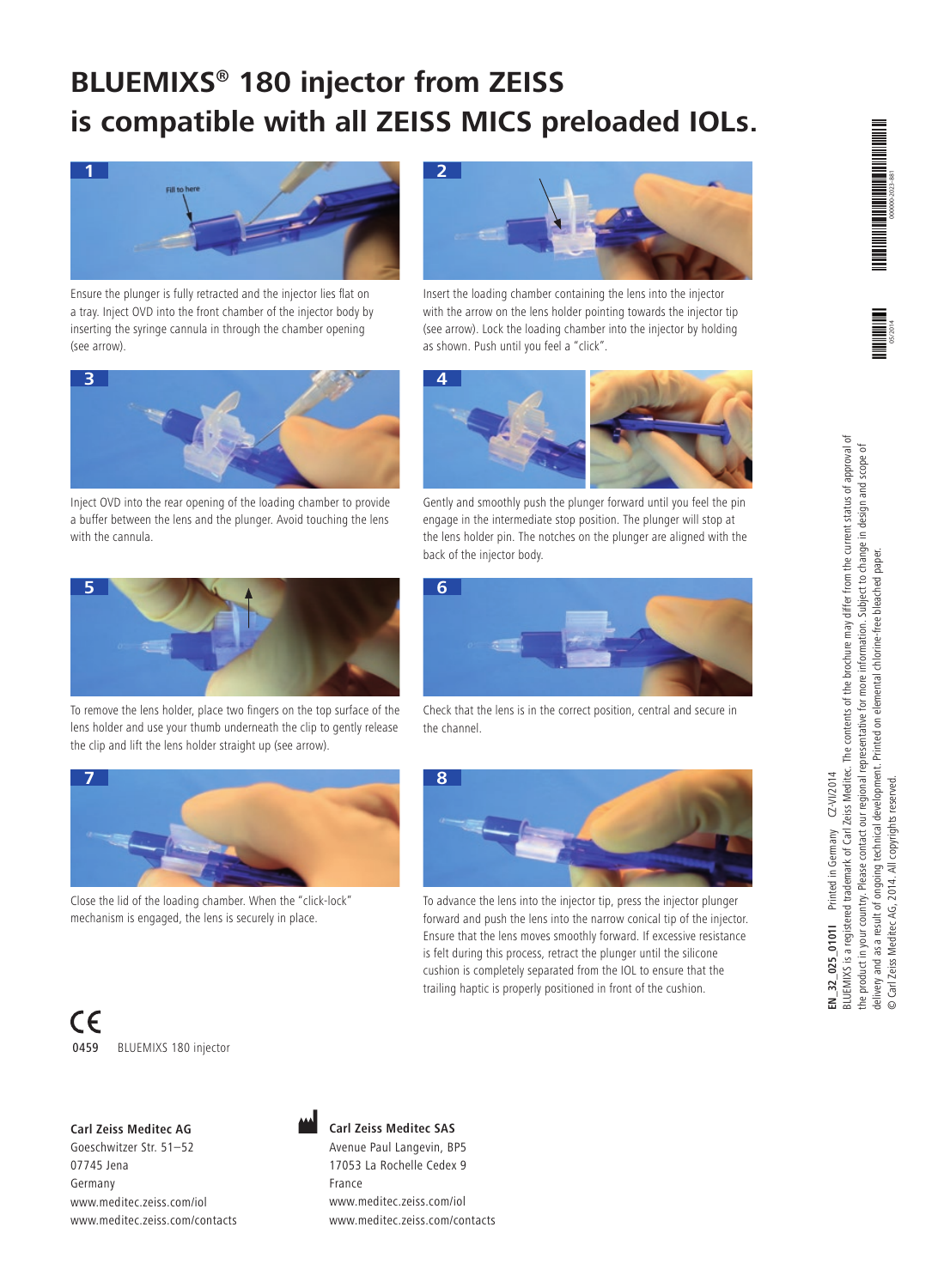# BLUEMIXS® 180 injector from ZEISS is compatible with all ZEISS MICS preloaded IOLs.

**1**

Fill to here

Ensure the plunger is fully retracted and the injector lies flat on a tray. Inject OVD into the front chamber of the injector body by inserting the syringe cannula in through the chamber opening (see arrow).

**2**

Insert the loading chamber containing the lens into the injector with the arrow on the lens holder pointing towards the injector tip (see arrow). Lock the loading chamber into the injector by holding as shown. Push until you feel a "click".

**3**

Inject OVD into the rear opening of the loading chamber to provide a buffer between the lens and the plunger. Avoid touching the lens with the cannula.

**4**

Gently and smoothly push the plunger forward until you feel the pin engage in the intermediate stop position. The plunger will stop at the lens holder pin. The notches on the plunger are aligned with the back of the injector body.

**5**

To remove the lens holder, place two fingers on the top surface of the lens holder and use your thumb underneath the clip to gently release the clip and lift the lens holder straight up (see arrow).

**6**

Check that the lens is in the correct position, central and secure in the channel.

**7**

Close the lid of the loading chamber. When the "click-lock" mechanism is engaged, the lens is securely in place.

**8**

To advance the lens into the injector tip, press the injector plunger forward and push the lens into the narrow conical tip of the injector. Ensure that the lens moves smoothly forward. If excessive resistance is felt during this process, retract the plunger until the silicone cushion is completely separated from the IOL to ensure that the trailing haptic is properly positioned in front of the cushion.

CE
0459 BLUEMIXS 180 injector

**Carl Zeiss Meditec AG**
Goeschwitzer Str. 51–52
07745 Jena
Germany
www.meditec.zeiss.com/iol
www.meditec.zeiss.com/contacts

**Carl Zeiss Meditec SAS**
Avenue Paul Langevin, BP5
17053 La Rochelle Cedex 9
France
www.meditec.zeiss.com/iol
www.meditec.zeiss.com/contacts

**EN_32_025_0101I** Printed in Germany CZ-VI/2014
BLUEMIXS is a registered trademark of Carl Zeiss Meditec. The contents of the brochure may differ from the current status of approval of the product in your country. Please contact our regional representative for more information. Subject to change in design and scope of delivery and as a result of ongoing technical development. Printed on elemental chlorine-free bleached paper.
© Carl Zeiss Meditec AG, 2014. All copyrights reserved.

000000-2023-881
05/2014